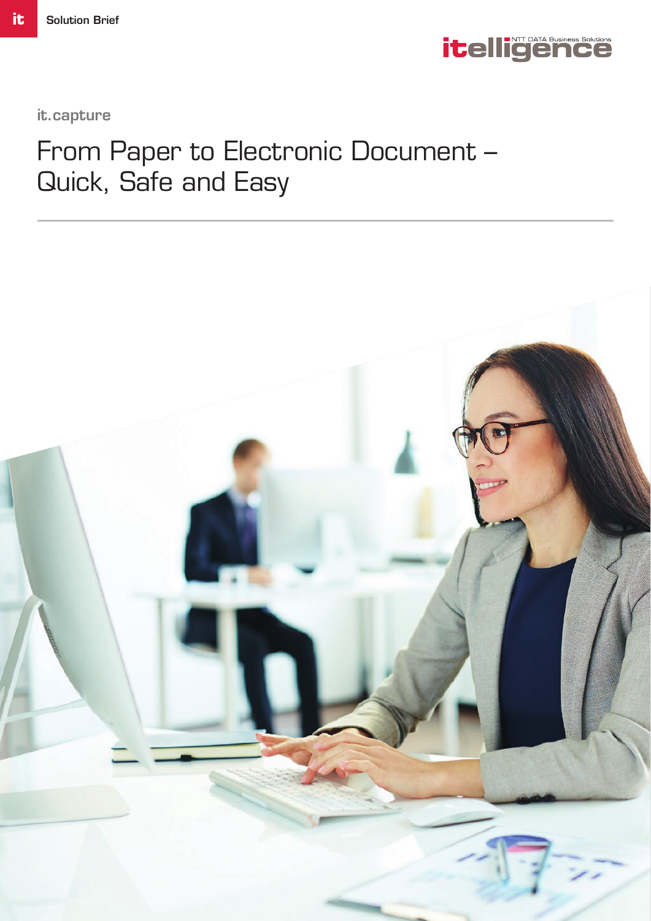Solution Brief

itelligence NTT DATA Business Solutions

it.capture

# From Paper to Electronic Document – Quick, Safe and Easy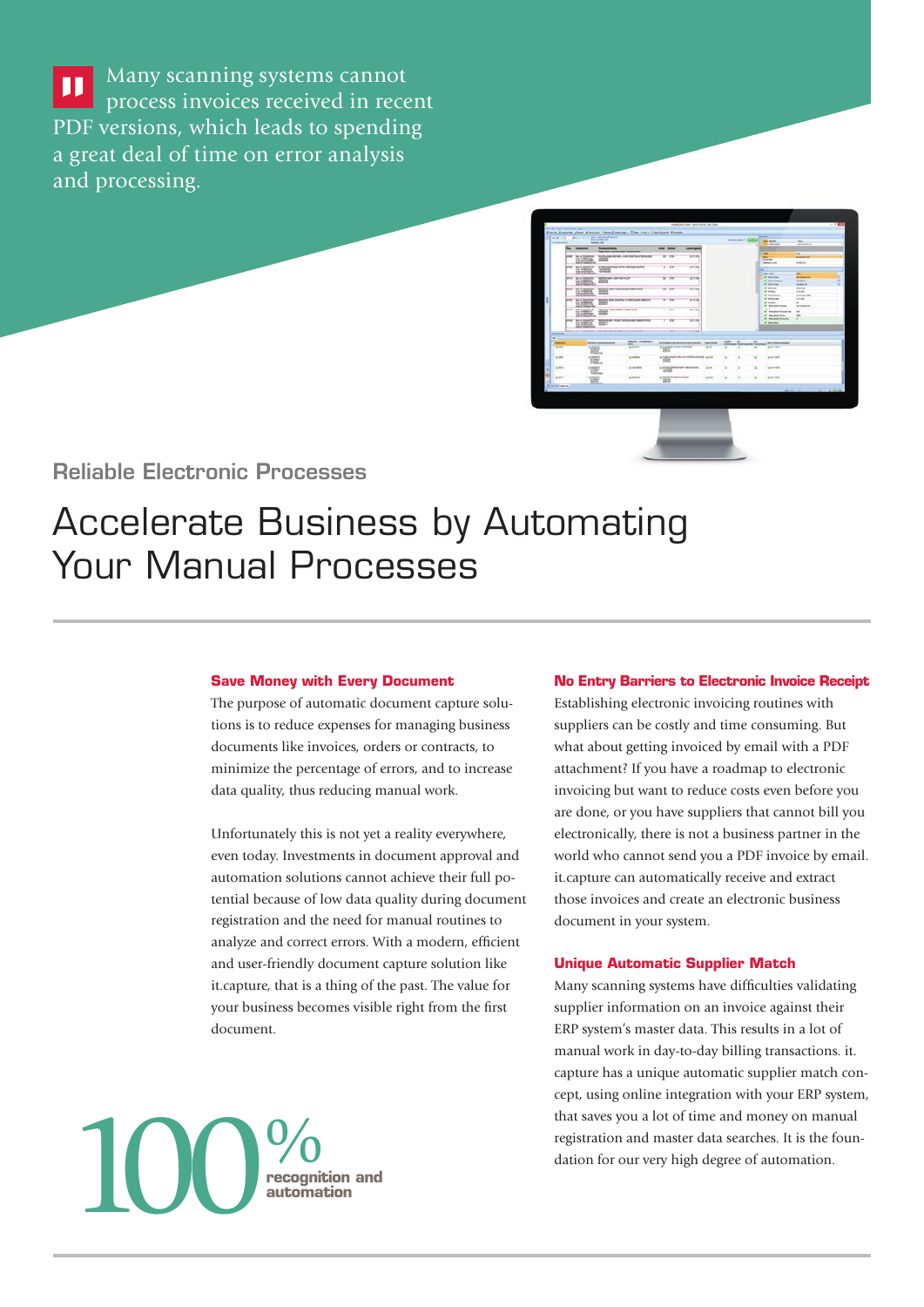Many scanning systems cannot process invoices received in recent PDF versions, which leads to spending a great deal of time on error analysis and processing.

## Reliable Electronic Processes

# Accelerate Business by Automating Your Manual Processes

### Save Money with Every Document

The purpose of automatic document capture solutions is to reduce expenses for managing business documents like invoices, orders or contracts, to minimize the percentage of errors, and to increase data quality, thus reducing manual work.

Unfortunately this is not yet a reality everywhere, even today. Investments in document approval and automation solutions cannot achieve their full potential because of low data quality during document registration and the need for manual routines to analyze and correct errors. With a modern, efficient and user-friendly document capture solution like it.capture, that is a thing of the past. The value for your business becomes visible right from the first document.

**100%** recognition and automation

### No Entry Barriers to Electronic Invoice Receipt

Establishing electronic invoicing routines with suppliers can be costly and time consuming. But what about getting invoiced by email with a PDF attachment? If you have a roadmap to electronic invoicing but want to reduce costs even before you are done, or you have suppliers that cannot bill you electronically, there is not a business partner in the world who cannot send you a PDF invoice by email. it.capture can automatically receive and extract those invoices and create an electronic business document in your system.

### Unique Automatic Supplier Match

Many scanning systems have difficulties validating supplier information on an invoice against their ERP system's master data. This results in a lot of manual work in day-to-day billing transactions. it.capture has a unique automatic supplier match concept, using online integration with your ERP system, that saves you a lot of time and money on manual registration and master data searches. It is the foundation for our very high degree of automation.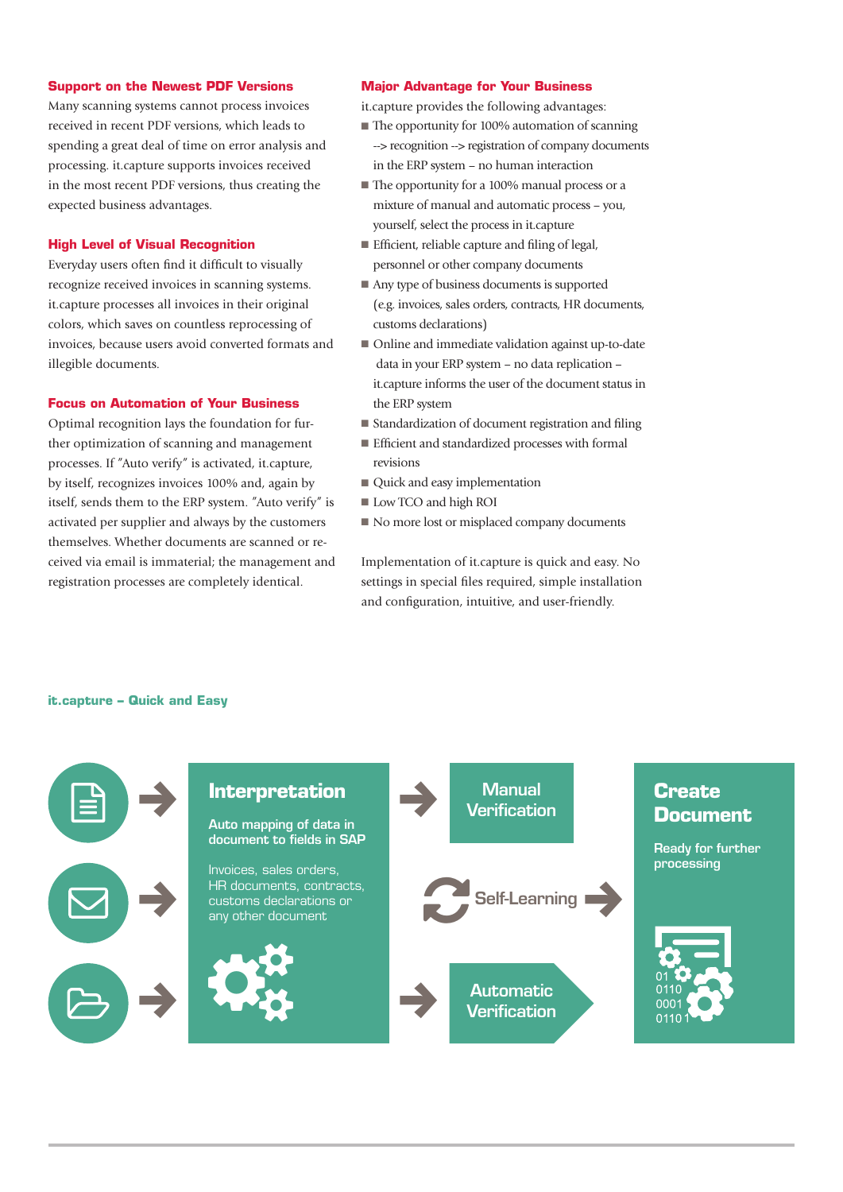### Support on the Newest PDF Versions

Many scanning systems cannot process invoices received in recent PDF versions, which leads to spending a great deal of time on error analysis and processing. it.capture supports invoices received in the most recent PDF versions, thus creating the expected business advantages.

### High Level of Visual Recognition

Everyday users often find it difficult to visually recognize received invoices in scanning systems. it.capture processes all invoices in their original colors, which saves on countless reprocessing of invoices, because users avoid converted formats and illegible documents.

### Focus on Automation of Your Business

Optimal recognition lays the foundation for further optimization of scanning and management processes. If "Auto verify" is activated, it.capture, by itself, recognizes invoices 100% and, again by itself, sends them to the ERP system. "Auto verify" is activated per supplier and always by the customers themselves. Whether documents are scanned or received via email is immaterial; the management and registration processes are completely identical.

### Major Advantage for Your Business

it.capture provides the following advantages:

- The opportunity for 100% automation of scanning --> recognition --> registration of company documents in the ERP system – no human interaction
- The opportunity for a 100% manual process or a mixture of manual and automatic process – you, yourself, select the process in it.capture
- Efficient, reliable capture and filing of legal, personnel or other company documents
- Any type of business documents is supported (e.g. invoices, sales orders, contracts, HR documents, customs declarations)
- Online and immediate validation against up-to-date data in your ERP system – no data replication – it.capture informs the user of the document status in the ERP system
- Standardization of document registration and filing
- Efficient and standardized processes with formal revisions
- Quick and easy implementation
- Low TCO and high ROI
- No more lost or misplaced company documents

Implementation of it.capture is quick and easy. No settings in special files required, simple installation and configuration, intuitive, and user-friendly.

### it.capture – Quick and Easy

**Interpretation**

Auto mapping of data in document to fields in SAP

Invoices, sales orders, HR documents, contracts, customs declarations or any other document

**Manual Verification**

Self-Learning

**Automatic Verification**

**Create Document**

Ready for further processing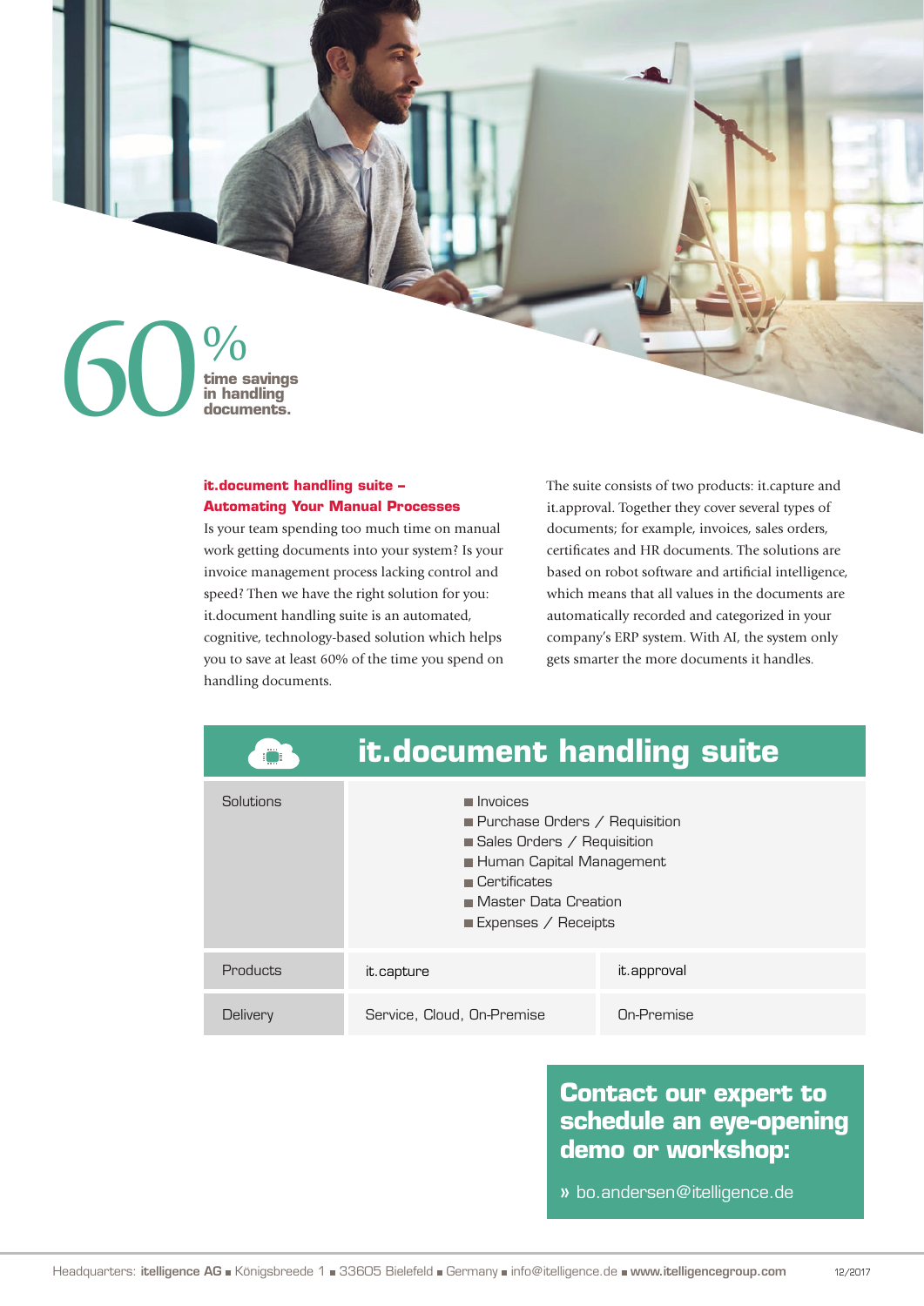60%

**time savings in handling documents.**

**it.document handling suite –
Automating Your Manual Processes**

Is your team spending too much time on manual work getting documents into your system? Is your invoice management process lacking control and speed? Then we have the right solution for you: it.document handling suite is an automated, cognitive, technology-based solution which helps you to save at least 60% of the time you spend on handling documents.

The suite consists of two products: it.capture and it.approval. Together they cover several types of documents; for example, invoices, sales orders, certificates and HR documents. The solutions are based on robot software and artificial intelligence, which means that all values in the documents are automatically recorded and categorized in your company's ERP system. With AI, the system only gets smarter the more documents it handles.

## it.document handling suite

| | | |
|---|---|---|
| Solutions | Invoices<br>Purchase Orders / Requisition<br>Sales Orders / Requisition<br>Human Capital Management<br>Certificates<br>Master Data Creation<br>Expenses / Receipts | |
| Products | it.capture | it.approval |
| Delivery | Service, Cloud, On-Premise | On-Premise |

**Contact our expert to schedule an eye-opening demo or workshop:**

» bo.andersen@itelligence.de

Headquarters: **itelligence AG** ■ Königsbreede 1 ■ 33605 Bielefeld ■ Germany ■ info@itelligence.de ■ **www.itelligencegroup.com**

12/2017